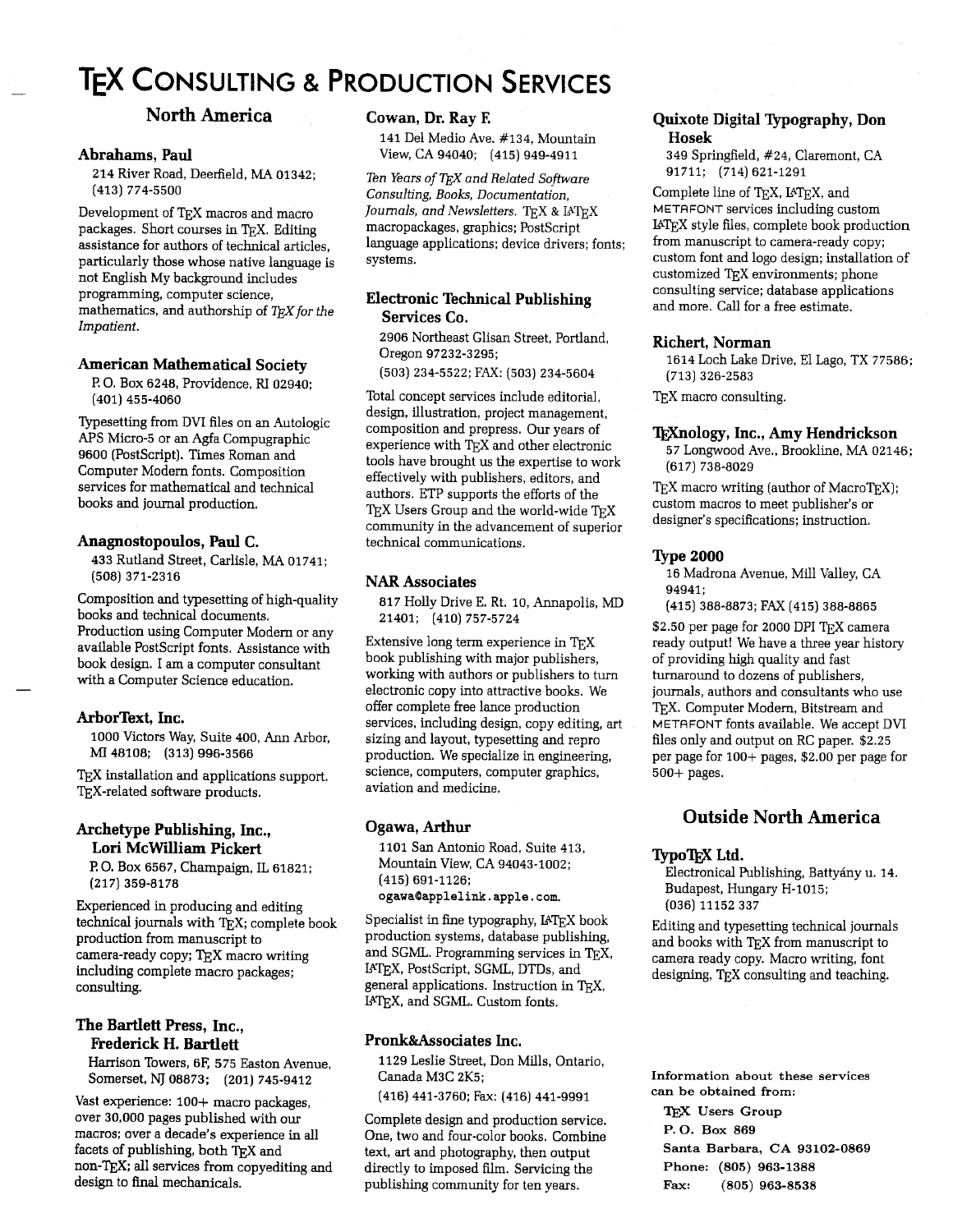# TeX Consulting & Production Services

## North America

### Abrahams, Paul

214 River Road, Deerfield, MA 01342; (413) 774-5500

Development of TeX macros and macro packages. Short courses in TeX. Editing assistance for authors of technical articles, particularly those whose native language is not English My background includes programming, computer science, mathematics, and authorship of *TeX for the Impatient.*

### American Mathematical Society

P. O. Box 6248, Providence, RI 02940; (401) 455-4060

Typesetting from DVI files on an Autologic APS Micro-5 or an Agfa Compugraphic 9600 (PostScript). Times Roman and Computer Modern fonts. Composition services for mathematical and technical books and journal production.

### Anagnostopoulos, Paul C.

433 Rutland Street, Carlisle, MA 01741; (508) 371-2316

Composition and typesetting of high-quality books and technical documents. Production using Computer Modern or any available PostScript fonts. Assistance with book design. I am a computer consultant with a Computer Science education.

### ArborText, Inc.

1000 Victors Way, Suite 400, Ann Arbor, MI 48108; (313) 996-3566

TeX installation and applications support. TeX-related software products.

### Archetype Publishing, Inc., Lori McWilliam Pickert

P. O. Box 6567, Champaign, IL 61821; (217) 359-8178

Experienced in producing and editing technical journals with TeX; complete book production from manuscript to camera-ready copy; TeX macro writing including complete macro packages; consulting.

### The Bartlett Press, Inc., Frederick H. Bartlett

Harrison Towers, 6F, 575 Easton Avenue, Somerset, NJ 08873; (201) 745-9412

Vast experience: 100+ macro packages, over 30,000 pages published with our macros; over a decade's experience in all facets of publishing, both TeX and non-TeX; all services from copyediting and design to final mechanicals.

### Cowan, Dr. Ray F.

141 Del Medio Ave. #134, Mountain View, CA 94040; (415) 949-4911

*Ten Years of TeX and Related Software Consulting, Books, Documentation, Journals, and Newsletters.* TeX & LaTeX macropackages, graphics; PostScript language applications; device drivers; fonts; systems.

### Electronic Technical Publishing Services Co.

2906 Northeast Glisan Street, Portland, Oregon 97232-3295;
(503) 234-5522; FAX: (503) 234-5604

Total concept services include editorial, design, illustration, project management, composition and prepress. Our years of experience with TeX and other electronic tools have brought us the expertise to work effectively with publishers, editors, and authors. ETP supports the efforts of the TeX Users Group and the world-wide TeX community in the advancement of superior technical communications.

### NAR Associates

817 Holly Drive E. Rt. 10, Annapolis, MD 21401; (410) 757-5724

Extensive long term experience in TeX book publishing with major publishers, working with authors or publishers to turn electronic copy into attractive books. We offer complete free lance production services, including design, copy editing, art sizing and layout, typesetting and repro production. We specialize in engineering, science, computers, computer graphics, aviation and medicine.

### Ogawa, Arthur

1101 San Antonio Road, Suite 413, Mountain View, CA 94043-1002; (415) 691-1126; ogawa@applelink.apple.com.

Specialist in fine typography, LaTeX book production systems, database publishing, and SGML. Programming services in TeX, LaTeX, PostScript, SGML, DTDs, and general applications. Instruction in TeX, LaTeX, and SGML. Custom fonts.

### Pronk&Associates Inc.

1129 Leslie Street, Don Mills, Ontario, Canada M3C 2K5;
(416) 441-3760; Fax: (416) 441-9991

Complete design and production service. One, two and four-color books. Combine text, art and photography, then output directly to imposed film. Servicing the publishing community for ten years.

### Quixote Digital Typography, Don Hosek

349 Springfield, #24, Claremont, CA 91711; (714) 621-1291

Complete line of TeX, LaTeX, and METAFONT services including custom LaTeX style files, complete book production from manuscript to camera-ready copy; custom font and logo design; installation of customized TeX environments; phone consulting service; database applications and more. Call for a free estimate.

### Richert, Norman

1614 Loch Lake Drive, El Lago, TX 77586; (713) 326-2583

TeX macro consulting.

### TeXnology, Inc., Amy Hendrickson

57 Longwood Ave., Brookline, MA 02146; (617) 738-8029

TeX macro writing (author of MacroTeX); custom macros to meet publisher's or designer's specifications; instruction.

### Type 2000

16 Madrona Avenue, Mill Valley, CA 94941;
(415) 388-8873; FAX (415) 388-8865

$2.50 per page for 2000 DPI TeX camera ready output! We have a three year history of providing high quality and fast turnaround to dozens of publishers, journals, authors and consultants who use TeX. Computer Modern, Bitstream and METAFONT fonts available. We accept DVI files only and output on RC paper. $2.25 per page for 100+ pages, $2.00 per page for 500+ pages.

## Outside North America

### TypoTeX Ltd.

Electronical Publishing, Battyány u. 14. Budapest, Hungary H-1015; (036) 11152 337

Editing and typesetting technical journals and books with TeX from manuscript to camera ready copy. Macro writing, font designing, TeX consulting and teaching.

Information about these services can be obtained from:

TeX Users Group
P. O. Box 869
Santa Barbara, CA 93102-0869
Phone: (805) 963-1388
Fax: (805) 963-8538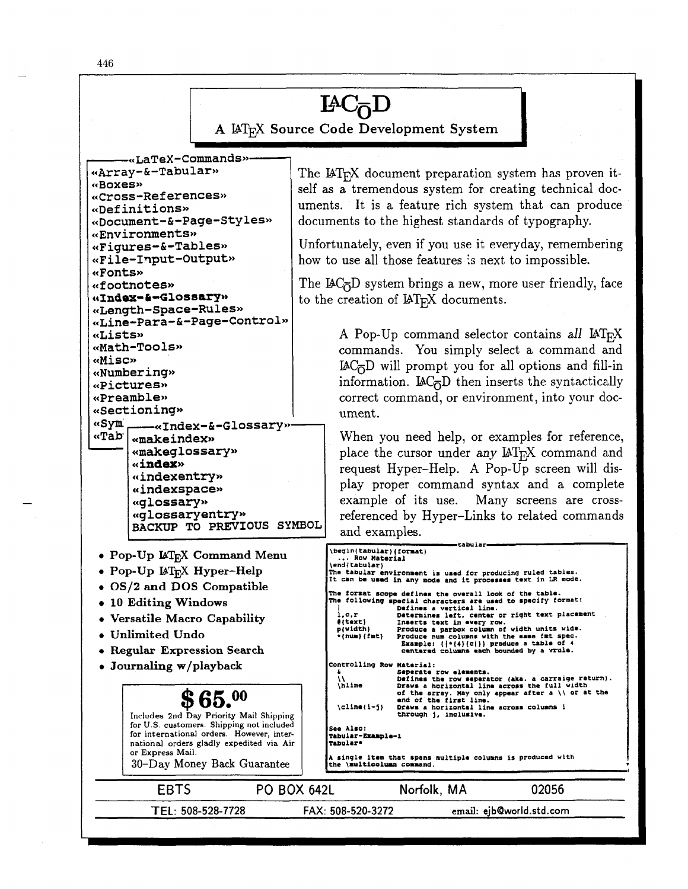# LACOD

## A LaTeX Source Code Development System

```
——«LaTeX-Commands»——
«Array-&-Tabular»
«Boxes»
«Cross-References»
«Definitions»
«Document-&-Page-Styles»
«Environments»
«Figures-&-Tables»
«File-Input-Output»
«Fonts»
«footnotes»
«Index-&-Glossary»
«Length-Space-Rules»
«Line-Para-&-Page-Control»
«Lists»
«Math-Tools»
«Misc»
«Numbering»
«Pictures»
«Preamble»
«Sectioning»
«Sym  ——«Index-&-Glossary»——
«Tab  «makeindex»
      «makeglossary»
      «index»
      «indexentry»
      «indexspace»
      «glossary»
      «glossaryentry»
      BACKUP TO PREVIOUS SYMBOL
```

The LaTeX document preparation system has proven itself as a tremendous system for creating technical documents. It is a feature rich system that can produce documents to the highest standards of typography.

Unfortunately, even if you use it everyday, remembering how to use all those features is next to impossible.

The LACOD system brings a new, more user friendly, face to the creation of LaTeX documents.

> A Pop-Up command selector contains *all* LaTeX commands. You simply select a command and LACOD will prompt you for all options and fill-in information. LACOD then inserts the syntactically correct command, or environment, into your document.
>
> When you need help, or examples for reference, place the cursor under *any* LaTeX command and request Hyper-Help. A Pop-Up screen will display proper command syntax and a complete example of its use. Many screens are cross-referenced by Hyper-Links to related commands and examples.

- **Pop-Up LaTeX Command Menu**
- **Pop-Up LaTeX Hyper-Help**
- **OS/2 and DOS Compatible**
- **10 Editing Windows**
- **Versatile Macro Capability**
- **Unlimited Undo**
- **Regular Expression Search**
- **Journaling w/playback**

```
——————————————————————————tabular——————————————————————————
\begin{tabular}{format}
  ... Row Material
\end{tabular}
The tabular environment is used for producing ruled tables.
It can be used in any mode and it processes text in LR mode.

The format scope defines the overall look of the table.
The following special characters are used to specify format:
  |               Defines a vertical line.
  l,c,r           Determines left, center or right text placement
  @{text}         Inserts text in every row.
  p{width}        Produce a parbox column of width units wide.
  *{num}{fmt}     Produce num columns with the same fmt spec.
                  Example: {|*{4}{c|}} produce a table of 4
                  centered columns each bounded by a vrule.

Controlling Row Material:
  &               Seperate row elements.
  \\              Defines the row seperator (aka. a carraige return).
  \hline          Draws a horizontal line across the full width
                  of the array. May only appear after a \\ or at the
                  end of the first line.
  \cline{i-j}     Draws a horizontal line across columns i
                  through j, inclusive.

See Also:
Tabular-Example-1
Tabular*

A single item that spans multiple columns is produced with
the \multicolumn command.
```

**$65.00**

Includes 2nd Day Priority Mail Shipping for U.S. customers. Shipping not included for international orders. However, international orders gladly expedited via Air or Express Mail.

30–Day Money Back Guarantee

EBTS — PO BOX 642L — Norfolk, MA 02056

TEL: 508-528-7728 — FAX: 508-520-3272 — email: ejb@world.std.com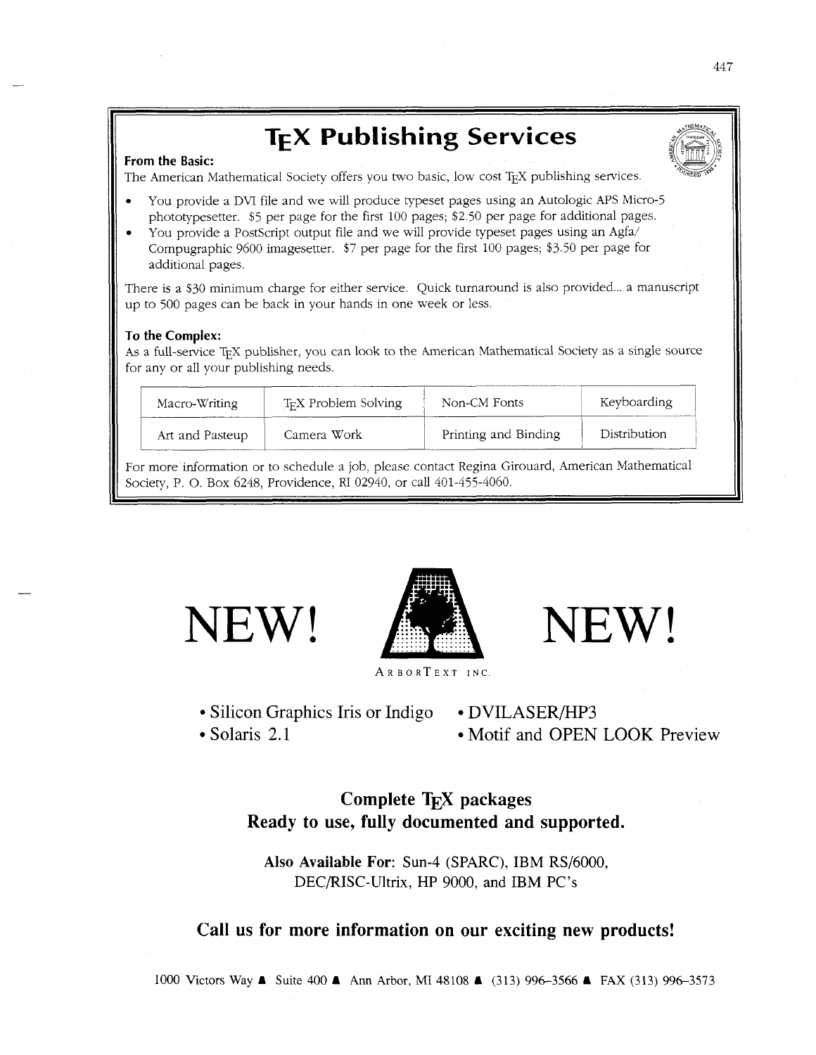# TEX Publishing Services

**From the Basic:**

The American Mathematical Society offers you two basic, low cost TEX publishing services.

- You provide a DVI file and we will produce typeset pages using an Autologic APS Micro-5 phototypesetter. $5 per page for the first 100 pages; $2.50 per page for additional pages.
- You provide a PostScript output file and we will provide typeset pages using an Agfa/Compugraphic 9600 imagesetter. $7 per page for the first 100 pages; $3.50 per page for additional pages.

There is a $30 minimum charge for either service. Quick turnaround is also provided... a manuscript up to 500 pages can be back in your hands in one week or less.

**To the Complex:**

As a full-service TEX publisher, you can look to the American Mathematical Society as a single source for any or all your publishing needs.

| Macro-Writing | TEX Problem Solving | Non-CM Fonts | Keyboarding |
|---|---|---|---|
| Art and Pasteup | Camera Work | Printing and Binding | Distribution |

For more information or to schedule a job, please contact Regina Girouard, American Mathematical Society, P. O. Box 6248, Providence, RI 02940, or call 401-455-4060.

# NEW! NEW!

ArborText Inc.

- Silicon Graphics Iris or Indigo
- Solaris 2.1
- DVILASER/HP3
- Motif and OPEN LOOK Preview

**Complete TEX packages**
**Ready to use, fully documented and supported.**

**Also Available For:** Sun-4 (SPARC), IBM RS/6000, DEC/RISC-Ultrix, HP 9000, and IBM PC's

**Call us for more information on our exciting new products!**

1000 Victors Way ▲ Suite 400 ▲ Ann Arbor, MI 48108 ▲ (313) 996–3566 ▲ FAX (313) 996–3573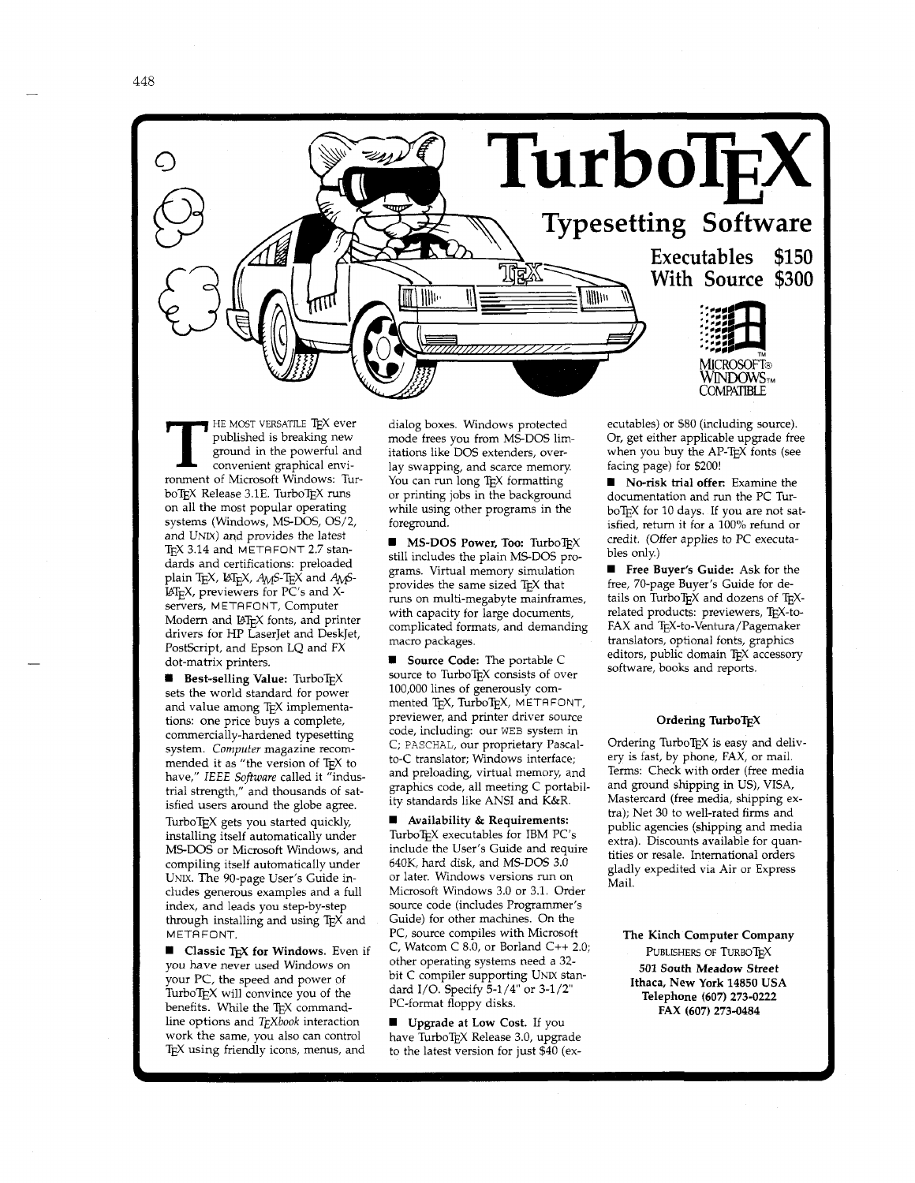# TurboTEX

## Typesetting Software

**Executables $150**
**With Source $300**

MICROSOFT® WINDOWS™ COMPATIBLE

THE MOST VERSATILE TEX ever published is breaking new ground in the powerful and convenient graphical environment of Microsoft Windows: TurboTEX Release 3.1E. TurboTEX runs on all the most popular operating systems (Windows, MS-DOS, OS/2, and UNIX) and provides the latest TEX 3.14 and METAFONT 2.7 standards and certifications: preloaded plain TEX, LATEX, AMS-TEX and AMS-LATEX, previewers for PC's and X-servers, METAFONT, Computer Modern and LATEX fonts, and printer drivers for HP LaserJet and DeskJet, PostScript, and Epson LQ and FX dot-matrix printers.

■ **Best-selling Value:** TurboTEX sets the world standard for power and value among TEX implementations: one price buys a complete, commercially-hardened typesetting system. *Computer* magazine recommended it as "the version of TEX to have," *IEEE Software* called it "industrial strength," and thousands of satisfied users around the globe agree.

TurboTEX gets you started quickly, installing itself automatically under MS-DOS or Microsoft Windows, and compiling itself automatically under UNIX. The 90-page User's Guide includes generous examples and a full index, and leads you step-by-step through installing and using TEX and METAFONT.

■ **Classic TEX for Windows.** Even if you have never used Windows on your PC, the speed and power of TurboTEX will convince you of the benefits. While the TEX command-line options and *TEXbook* interaction work the same, you also can control TEX using friendly icons, menus, and dialog boxes. Windows protected mode frees you from MS-DOS limitations like DOS extenders, overlay swapping, and scarce memory. You can run long TEX formatting or printing jobs in the background while using other programs in the foreground.

■ **MS-DOS Power, Too:** TurboTEX still includes the plain MS-DOS programs. Virtual memory simulation provides the same sized TEX that runs on multi-megabyte mainframes, with capacity for large documents, complicated formats, and demanding macro packages.

■ **Source Code:** The portable C source to TurboTEX consists of over 100,000 lines of generously commented TEX, TurboTEX, METAFONT, previewer, and printer driver source code, including: our WEB system in C; PASCHAL, our proprietary Pascal-to-C translator; Windows interface; and preloading, virtual memory, and graphics code, all meeting C portability standards like ANSI and K&R.

■ **Availability & Requirements:** TurboTEX executables for IBM PC's include the User's Guide and require 640K, hard disk, and MS-DOS 3.0 or later. Windows versions run on Microsoft Windows 3.0 or 3.1. Order source code (includes Programmer's Guide) for other machines. On the PC, source compiles with Microsoft C, Watcom C 8.0, or Borland C++ 2.0; other operating systems need a 32-bit C compiler supporting UNIX standard I/O. Specify 5-1/4" or 3-1/2" PC-format floppy disks.

■ **Upgrade at Low Cost.** If you have TurboTEX Release 3.0, upgrade to the latest version for just $40 (executables) or $80 (including source). Or, get either applicable upgrade free when you buy the AP-TEX fonts (see facing page) for $200!

■ **No-risk trial offer:** Examine the documentation and run the PC TurboTEX for 10 days. If you are not satisfied, return it for a 100% refund or credit. (Offer applies to PC executables only.)

■ **Free Buyer's Guide:** Ask for the free, 70-page Buyer's Guide for details on TurboTEX and dozens of TEX-related products: previewers, TEX-to-FAX and TEX-to-Ventura/Pagemaker translators, optional fonts, graphics editors, public domain TEX accessory software, books and reports.

### Ordering TurboTEX

Ordering TurboTEX is easy and delivery is fast, by phone, FAX, or mail. Terms: Check with order (free media and ground shipping in US), VISA, Mastercard (free media, shipping extra); Net 30 to well-rated firms and public agencies (shipping and media extra). Discounts available for quantities or resale. International orders gladly expedited via Air or Express Mail.

**The Kinch Computer Company**
PUBLISHERS OF TURBOTEX
***501 South Meadow Street***
**Ithaca, New York 14850 USA**
**Telephone (607) 273-0222**
**FAX (607) 273-0484**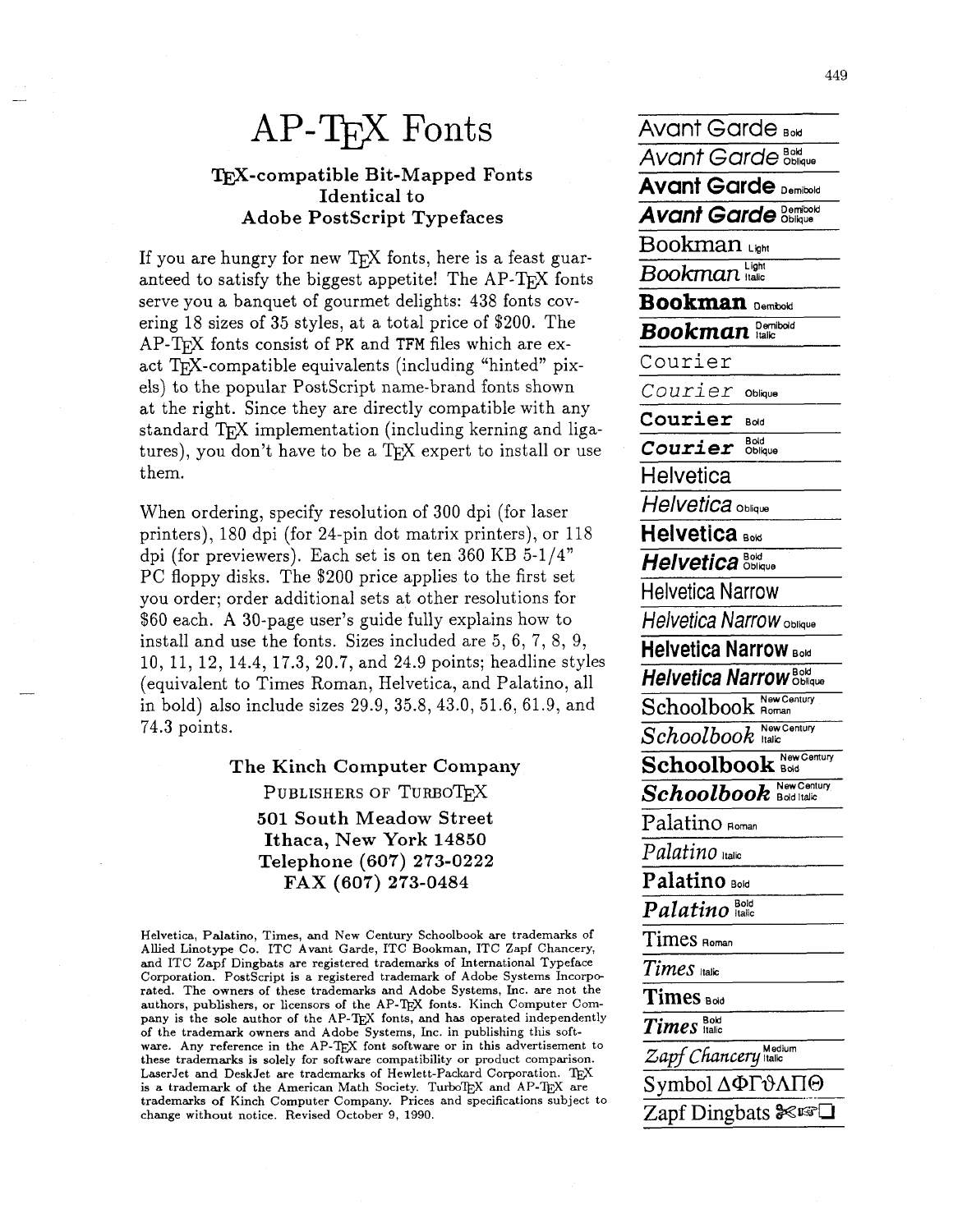# AP-TEX Fonts

### TEX-compatible Bit-Mapped Fonts Identical to Adobe PostScript Typefaces

If you are hungry for new TEX fonts, here is a feast guaranteed to satisfy the biggest appetite! The AP-TEX fonts serve you a banquet of gourmet delights: 438 fonts covering 18 sizes of 35 styles, at a total price of $200. The AP-TEX fonts consist of PK and TFM files which are exact TEX-compatible equivalents (including "hinted" pixels) to the popular PostScript name-brand fonts shown at the right. Since they are directly compatible with any standard TEX implementation (including kerning and ligatures), you don't have to be a TEX expert to install or use them.

When ordering, specify resolution of 300 dpi (for laser printers), 180 dpi (for 24-pin dot matrix printers), or 118 dpi (for previewers). Each set is on ten 360 KB 5-1/4" PC floppy disks. The $200 price applies to the first set you order; order additional sets at other resolutions for $60 each. A 30-page user's guide fully explains how to install and use the fonts. Sizes included are 5, 6, 7, 8, 9, 10, 11, 12, 14.4, 17.3, 20.7, and 24.9 points; headline styles (equivalent to Times Roman, Helvetica, and Palatino, all in bold) also include sizes 29.9, 35.8, 43.0, 51.6, 61.9, and 74.3 points.

**The Kinch Computer Company**
PUBLISHERS OF TURBOTEX
**501 South Meadow Street**
**Ithaca, New York 14850**
**Telephone (607) 273-0222**
**FAX (607) 273-0484**

Helvetica, Palatino, Times, and New Century Schoolbook are trademarks of Allied Linotype Co. ITC Avant Garde, ITC Bookman, ITC Zapf Chancery, and ITC Zapf Dingbats are registered trademarks of International Typeface Corporation. PostScript is a registered trademark of Adobe Systems Incorporated. The owners of these trademarks and Adobe Systems, Inc. are not the authors, publishers, or licensors of the AP-TEX fonts. Kinch Computer Company is the sole author of the AP-TEX fonts, and has operated independently of the trademark owners and Adobe Systems, Inc. in publishing this software. Any reference in the AP-TEX font software or in this advertisement to these trademarks is solely for software compatibility or product comparison. LaserJet and DeskJet are trademarks of Hewlett-Packard Corporation. TEX is a trademark of the American Math Society. TurboTEX and AP-TEX are trademarks of Kinch Computer Company. Prices and specifications subject to change without notice. Revised October 9, 1990.

---

Avant Garde Bold
*Avant Garde Bold Oblique*
**Avant Garde Demibold**
***Avant Garde Demibold Oblique***
Bookman Light
*Bookman Light Italic*
**Bookman Demibold**
***Bookman Demibold Italic***
Courier
*Courier Oblique*
**Courier Bold**
***Courier Bold Oblique***
Helvetica
*Helvetica Oblique*
**Helvetica Bold**
***Helvetica Bold Oblique***
Helvetica Narrow
*Helvetica Narrow Oblique*
**Helvetica Narrow Bold**
***Helvetica Narrow Bold Oblique***
Schoolbook New Century Roman
*Schoolbook New Century Italic*
**Schoolbook New Century Bold**
***Schoolbook New Century Bold Italic***
Palatino Roman
*Palatino Italic*
**Palatino Bold**
***Palatino Bold Italic***
Times Roman
*Times Italic*
**Times Bold**
***Times Bold Italic***
*Zapf Chancery Medium Italic*
Symbol ΔΦΓϑΛΠΘ
Zapf Dingbats ✂☞❏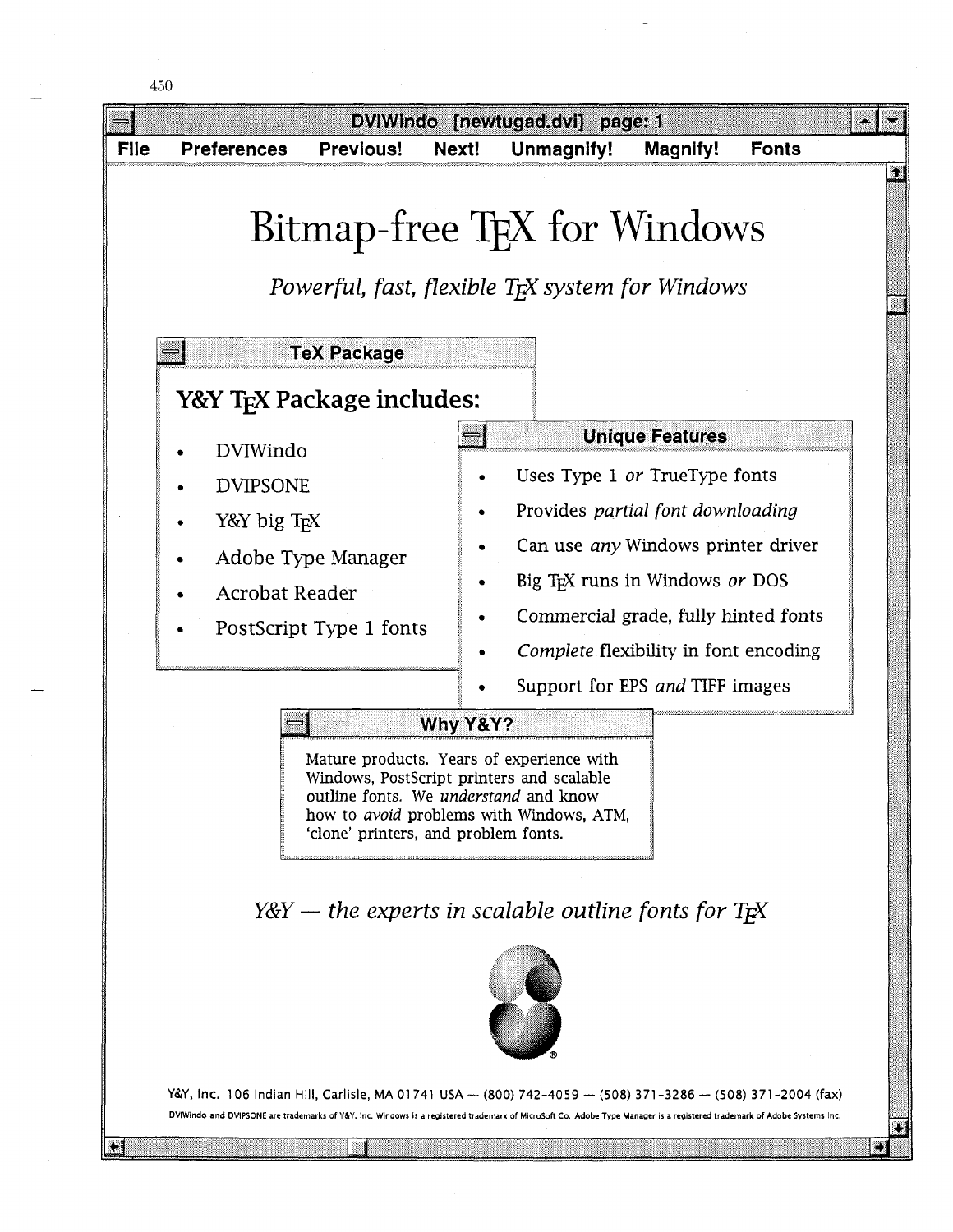DVIWindo [newtugad.dvi] page: 1

File Preferences Previous! Next! Unmagnify! Magnify! Fonts

# Bitmap-free TeX for Windows

*Powerful, fast, flexible TeX system for Windows*

### TeX Package

## Y&Y TeX Package includes:

- DVIWindo
- DVIPSONE
- Y&Y big TeX
- Adobe Type Manager
- Acrobat Reader
- PostScript Type 1 fonts

### Unique Features

- Uses Type 1 *or* TrueType fonts
- Provides *partial font downloading*
- Can use *any* Windows printer driver
- Big TeX runs in Windows *or* DOS
- Commercial grade, fully hinted fonts
- *Complete* flexibility in font encoding
- Support for EPS *and* TIFF images

### Why Y&Y?

Mature products. Years of experience with Windows, PostScript printers and scalable outline fonts. We *understand* and know how to *avoid* problems with Windows, ATM, 'clone' printers, and problem fonts.

*Y&Y — the experts in scalable outline fonts for TeX*

Y&Y, Inc. 106 Indian Hill, Carlisle, MA 01741 USA — (800) 742-4059 — (508) 371-3286 — (508) 371-2004 (fax)

DVIWindo and DVIPSONE are trademarks of Y&Y, Inc. Windows is a registered trademark of MicroSoft Co. Adobe Type Manager is a registered trademark of Adobe Systems Inc.